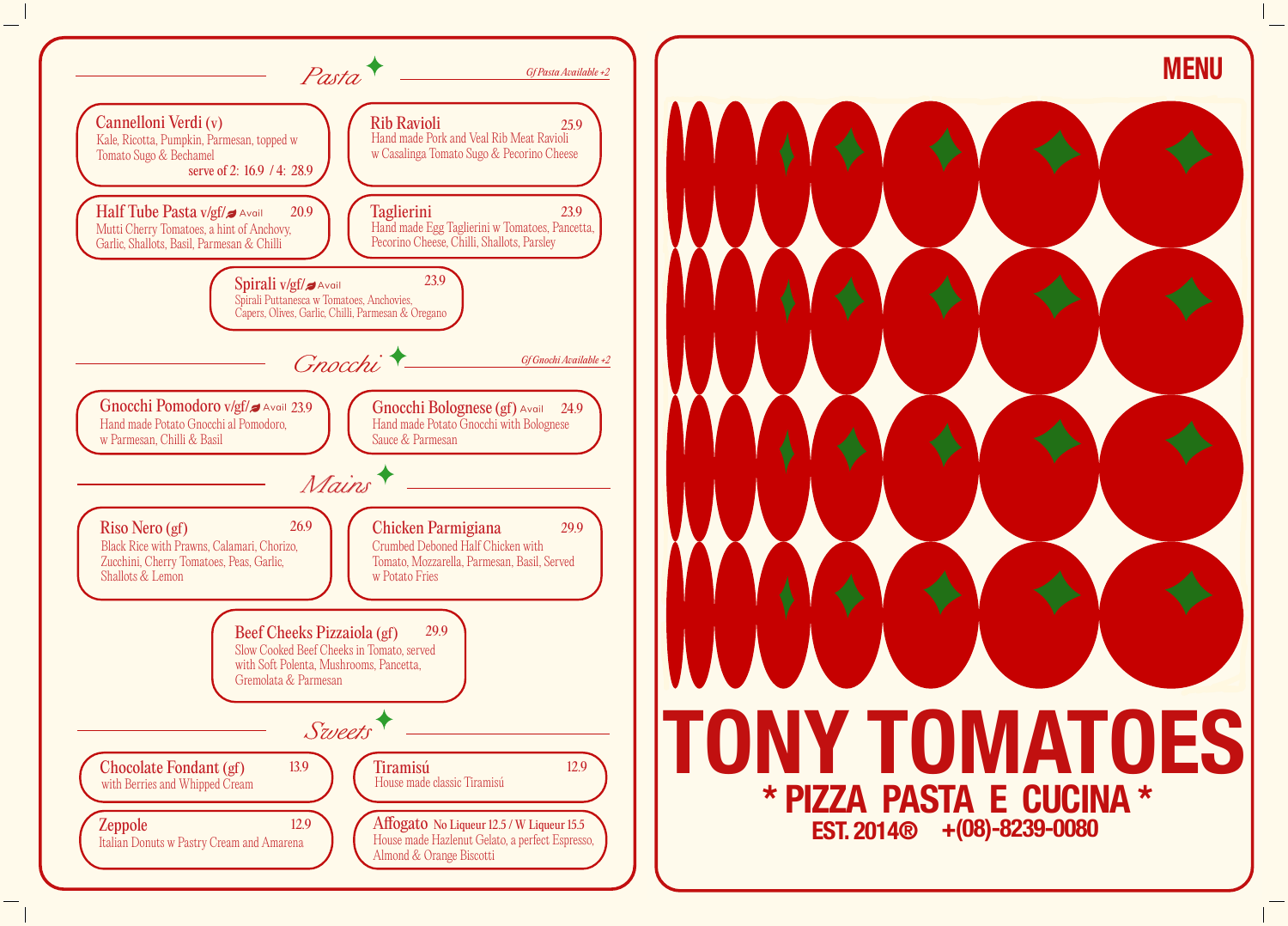## Pasta

*Gf Pasta Available +2*

**Cannelloni Verdi (v)**
Kale, Ricotta, Pumpkin, Parmesan, topped w Tomato Sugo & Bechamel
serve of 2: 16.9 / 4: 28.9

**Rib Ravioli** 25.9
Hand made Pork and Veal Rib Meat Ravioli w Casalinga Tomato Sugo & Pecorino Cheese

**Half Tube Pasta v/gf/ Avail** 20.9
Mutti Cherry Tomatoes, a hint of Anchovy, Garlic, Shallots, Basil, Parmesan & Chilli

**Taglierini** 23.9
Hand made Egg Taglierini w Tomatoes, Pancetta, Pecorino Cheese, Chilli, Shallots, Parsley

**Spirali v/gf/ Avail** 23.9
Spirali Puttanesca w Tomatoes, Anchovies, Capers, Olives, Garlic, Chilli, Parmesan & Oregano

## Gnocchi

*Gf Gnochi Available +2*

**Gnocchi Pomodoro v/gf/ Avail** 23.9
Hand made Potato Gnocchi al Pomodoro, w Parmesan, Chilli & Basil

**Gnocchi Bolognese (gf) Avail** 24.9
Hand made Potato Gnocchi with Bolognese Sauce & Parmesan

## Mains

**Riso Nero (gf)** 26.9
Black Rice with Prawns, Calamari, Chorizo, Zucchini, Cherry Tomatoes, Peas, Garlic, Shallots & Lemon

**Chicken Parmigiana** 29.9
Crumbed Deboned Half Chicken with Tomato, Mozzarella, Parmesan, Basil, Served w Potato Fries

**Beef Cheeks Pizzaiola (gf)** 29.9
Slow Cooked Beef Cheeks in Tomato, served with Soft Polenta, Mushrooms, Pancetta, Gremolata & Parmesan

## Sweets

**Chocolate Fondant (gf)** 13.9
with Berries and Whipped Cream

**Tiramisú** 12.9
House made classic Tiramisú

**Zeppole** 12.9
Italian Donuts w Pastry Cream and Amarena

**Affogato** No Liqueur 12.5 / W Liqueur 15.5
House made Hazlenut Gelato, a perfect Espresso, Almond & Orange Biscotti

## MENU

# TONY TOMATOES

### * PIZZA PASTA E CUCINA *

EST. 2014® +(08)-8239-0080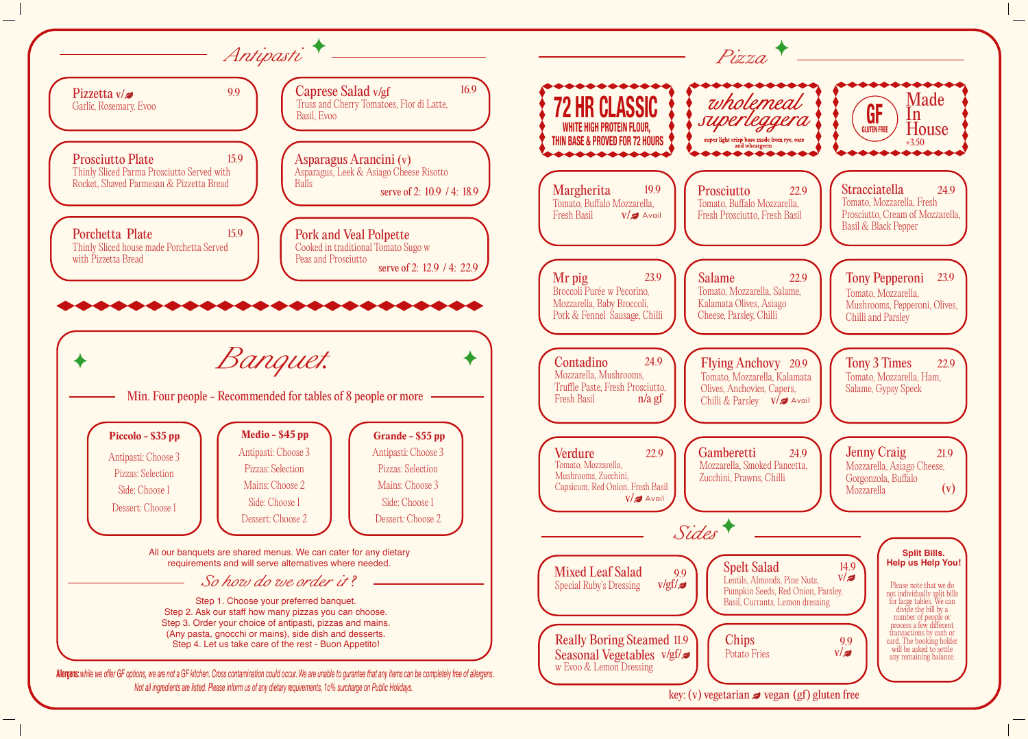## Antipasti

**Pizzetta** v/🌿 — 9.9
Garlic, Rosemary, Evoo

**Caprese Salad** v/gf — 16.9
Truss and Cherry Tomatoes, Fior di Latte, Basil, Evoo

**Prosciutto Plate** — 15.9
Thinly Sliced Parma Prosciutto Served with Rocket, Shaved Parmesan & Pizzetta Bread

**Asparagus Arancini** (v)
Asparagus, Leek & Asiago Cheese Risotto Balls
serve of 2: 10.9 / 4: 18.9

**Porchetta Plate** — 15.9
Thinly Sliced house made Porchetta Served with Pizzetta Bread

**Pork and Veal Polpette**
Cooked in traditional Tomato Sugo w Peas and Prosciutto
serve of 2: 12.9 / 4: 22.9

## Banquet.

Min. Four people - Recommended for tables of 8 people or more

**Piccolo - $35 pp**
Antipasti: Choose 3
Pizzas: Selection
Side: Choose 1
Dessert: Choose 1

**Medio - $45 pp**
Antipasti: Choose 3
Pizzas: Selection
Mains: Choose 2
Side: Choose 1
Dessert: Choose 2

**Grande - $55 pp**
Antipasti: Choose 3
Pizzas: Selection
Mains: Choose 3
Side: Choose 1
Dessert: Choose 2

All our banquets are shared menus. We can cater for any dietary requirements and will serve alternatives where needed.

### So how do we order it?

Step 1. Choose your preferred banquet.
Step 2. Ask our staff how many pizzas you can choose.
Step 3. Order your choice of antipasti, pizzas and mains.
(Any pasta, gnocchi or mains), side dish and desserts.
Step 4. Let us take care of the rest - Buon Appetito!

**Allergens:** while we offer GF options, we are not a GF kitchen. Cross contamination could occur. We are unable to gurantee that any items can be completely free of allergens. Not all ingredients are listed. Please inform us of any dietary requirements, 10% surcharge on Public Holidays.

## Pizza

**72 HR CLASSIC**
WHITE HIGH PROTEIN FLOUR, THIN BASE & PROVED FOR 72 HOURS

**wholemeal superleggera**
super light crisp base made from rye, oats and wheatgerm

**GF** GLUTEN FREE — Made In House +3.50

**Margherita** — 19.9
Tomato, Buffalo Mozzarella, Fresh Basil — v/🌿 Avail

**Prosciutto** — 22.9
Tomato, Buffalo Mozzarella, Fresh Prosciutto, Fresh Basil

**Stracciatella** — 24.9
Tomato, Mozzarella, Fresh Prosciutto, Cream of Mozzarella, Basil & Black Pepper

**Mr pig** — 23.9
Broccoli Purée w Pecorino, Mozzarella, Baby Broccoli, Pork & Fennel Sausage, Chilli

**Salame** — 22.9
Tomato, Mozzarella, Salame, Kalamata Olives, Asiago Cheese, Parsley, Chilli

**Tony Pepperoni** — 23.9
Tomato, Mozzarella, Mushrooms, Pepperoni, Olives, Chilli and Parsley

**Contadino** — 24.9
Mozzarella, Mushrooms, Truffle Paste, Fresh Prosciutto, Fresh Basil — n/a gf

**Flying Anchovy** — 20.9
Tomato, Mozzarella, Kalamata Olives, Anchovies, Capers, Chilli & Parsley — v/🌿 Avail

**Tony 3 Times** — 22.9
Tomato, Mozzarella, Ham, Salame, Gypsy Speck

**Verdure** — 22.9
Tomato, Mozzarella, Mushrooms, Zucchini, Capsicum, Red Onion, Fresh Basil — v/🌿 Avail

**Gamberetti** — 24.9
Mozzarella, Smoked Pancetta, Zucchini, Prawns, Chilli

**Jenny Craig** — 21.9
Mozzarella, Asiago Cheese, Gorgonzola, Buffalo Mozzarella — (v)

## Sides

**Mixed Leaf Salad** — 9.9
Special Ruby's Dressing — v/gf/🌿

**Spelt Salad** — 14.9
Lentils, Almonds, Pine Nuts, Pumpkin Seeds, Red Onion, Parsley, Basil, Currants, Lemon dressing — v/🌿

**Really Boring Steamed Seasonal Vegetables** — 11.9
w Evoo & Lemon Dressing — v/gf/🌿

**Chips** — 9.9
Potato Fries — v/🌿

**Split Bills. Help us Help You!**
Please note that we do not individually split bills for large tables. We can divide the bill by a number of people or process a few different transactions by cash or card. The booking holder will be asked to settle any remaining balance.

key: (v) vegetarian 🌿 vegan (gf) gluten free